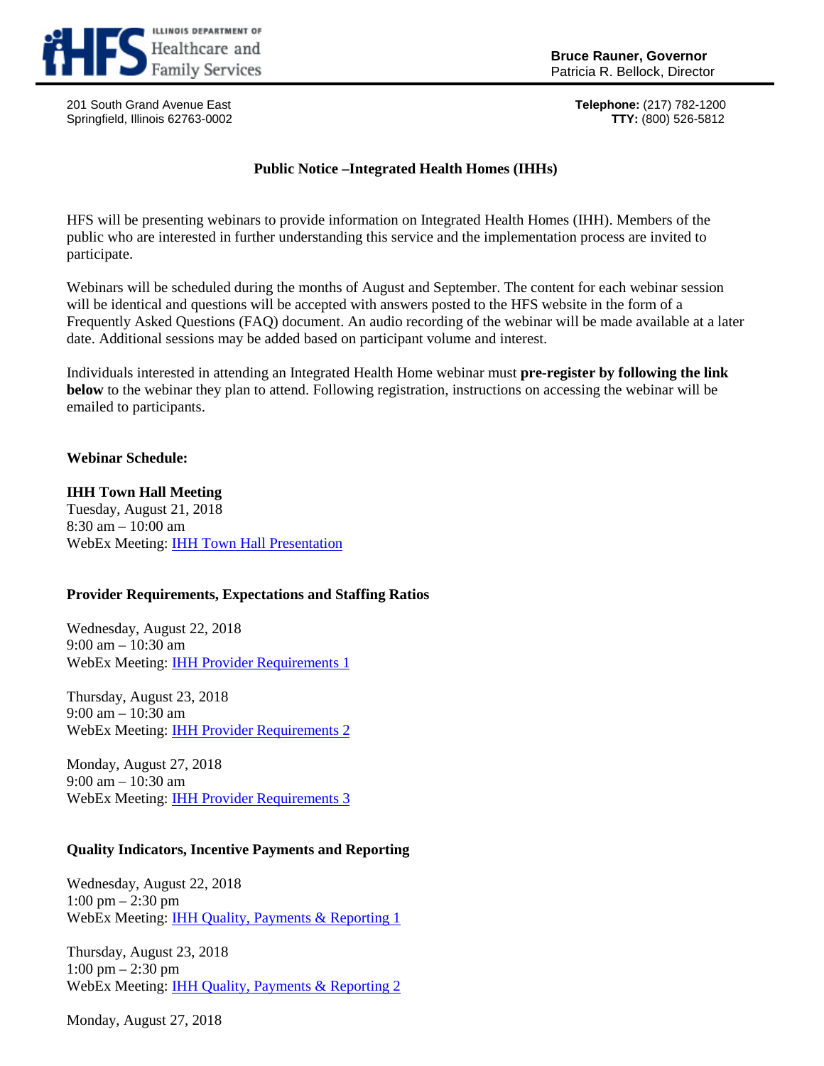**ILLINOIS DEPARTMENT OF Healthcare and Family Services**

**Bruce Rauner, Governor**
Patricia R. Bellock, Director

201 South Grand Avenue East
Springfield, Illinois 62763-0002

**Telephone:** (217) 782-1200
**TTY:** (800) 526-5812

## Public Notice –Integrated Health Homes (IHHs)

HFS will be presenting webinars to provide information on Integrated Health Homes (IHH). Members of the public who are interested in further understanding this service and the implementation process are invited to participate.

Webinars will be scheduled during the months of August and September. The content for each webinar session will be identical and questions will be accepted with answers posted to the HFS website in the form of a Frequently Asked Questions (FAQ) document. An audio recording of the webinar will be made available at a later date. Additional sessions may be added based on participant volume and interest.

Individuals interested in attending an Integrated Health Home webinar must **pre-register by following the link below** to the webinar they plan to attend. Following registration, instructions on accessing the webinar will be emailed to participants.

**Webinar Schedule:**

**IHH Town Hall Meeting**
Tuesday, August 21, 2018
8:30 am – 10:00 am
WebEx Meeting: IHH Town Hall Presentation

**Provider Requirements, Expectations and Staffing Ratios**

Wednesday, August 22, 2018
9:00 am – 10:30 am
WebEx Meeting: IHH Provider Requirements 1

Thursday, August 23, 2018
9:00 am – 10:30 am
WebEx Meeting: IHH Provider Requirements 2

Monday, August 27, 2018
9:00 am – 10:30 am
WebEx Meeting: IHH Provider Requirements 3

**Quality Indicators, Incentive Payments and Reporting**

Wednesday, August 22, 2018
1:00 pm – 2:30 pm
WebEx Meeting: IHH Quality, Payments & Reporting 1

Thursday, August 23, 2018
1:00 pm – 2:30 pm
WebEx Meeting: IHH Quality, Payments & Reporting 2

Monday, August 27, 2018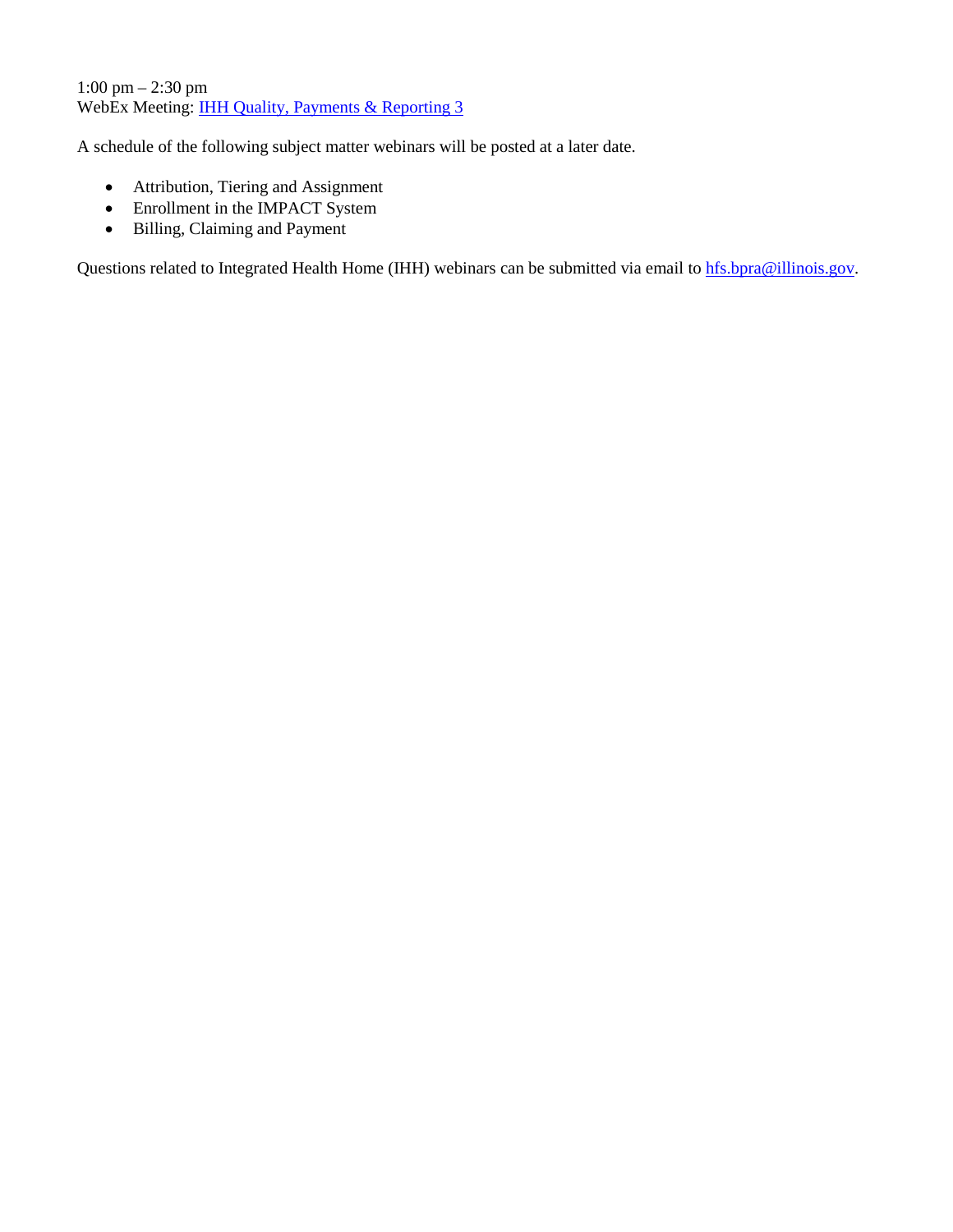1:00 pm – 2:30 pm
WebEx Meeting: IHH Quality, Payments & Reporting 3

A schedule of the following subject matter webinars will be posted at a later date.

- Attribution, Tiering and Assignment
- Enrollment in the IMPACT System
- Billing, Claiming and Payment

Questions related to Integrated Health Home (IHH) webinars can be submitted via email to hfs.bpra@illinois.gov.